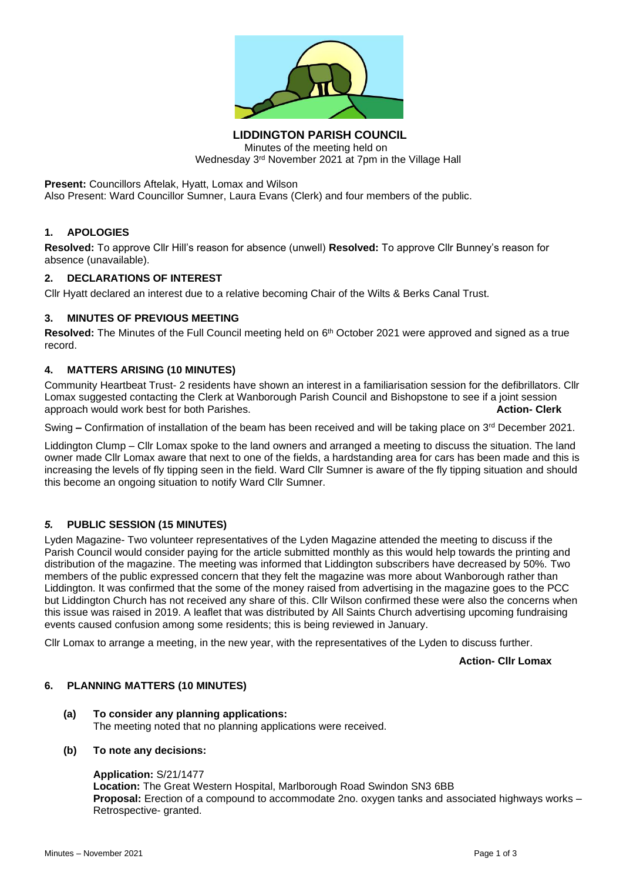# LIDDINGTON PARISH COUNCIL

Minutes of the meeting held on
Wednesday 3rd November 2021 at 7pm in the Village Hall

**Present:** Councillors Aftelak, Hyatt, Lomax and Wilson
Also Present: Ward Councillor Sumner, Laura Evans (Clerk) and four members of the public.

## 1. APOLOGIES

**Resolved:** To approve Cllr Hill's reason for absence (unwell) **Resolved:** To approve Cllr Bunney's reason for absence (unavailable).

## 2. DECLARATIONS OF INTEREST

Cllr Hyatt declared an interest due to a relative becoming Chair of the Wilts & Berks Canal Trust.

## 3. MINUTES OF PREVIOUS MEETING

**Resolved:** The Minutes of the Full Council meeting held on 6th October 2021 were approved and signed as a true record.

## 4. MATTERS ARISING (10 MINUTES)

Community Heartbeat Trust- 2 residents have shown an interest in a familiarisation session for the defibrillators. Cllr Lomax suggested contacting the Clerk at Wanborough Parish Council and Bishopstone to see if a joint session approach would work best for both Parishes. **Action- Clerk**

Swing **–** Confirmation of installation of the beam has been received and will be taking place on 3rd December 2021.

Liddington Clump – Cllr Lomax spoke to the land owners and arranged a meeting to discuss the situation. The land owner made Cllr Lomax aware that next to one of the fields, a hardstanding area for cars has been made and this is increasing the levels of fly tipping seen in the field. Ward Cllr Sumner is aware of the fly tipping situation and should this become an ongoing situation to notify Ward Cllr Sumner.

## *5.* PUBLIC SESSION (15 MINUTES)

Lyden Magazine- Two volunteer representatives of the Lyden Magazine attended the meeting to discuss if the Parish Council would consider paying for the article submitted monthly as this would help towards the printing and distribution of the magazine. The meeting was informed that Liddington subscribers have decreased by 50%. Two members of the public expressed concern that they felt the magazine was more about Wanborough rather than Liddington. It was confirmed that the some of the money raised from advertising in the magazine goes to the PCC but Liddington Church has not received any share of this. Cllr Wilson confirmed these were also the concerns when this issue was raised in 2019. A leaflet that was distributed by All Saints Church advertising upcoming fundraising events caused confusion among some residents; this is being reviewed in January.

Cllr Lomax to arrange a meeting, in the new year, with the representatives of the Lyden to discuss further.

**Action- Cllr Lomax**

## 6. PLANNING MATTERS (10 MINUTES)

**(a) To consider any planning applications:**
The meeting noted that no planning applications were received.

**(b) To note any decisions:**

**Application:** S/21/1477
**Location:** The Great Western Hospital, Marlborough Road Swindon SN3 6BB
**Proposal:** Erection of a compound to accommodate 2no. oxygen tanks and associated highways works – Retrospective- granted.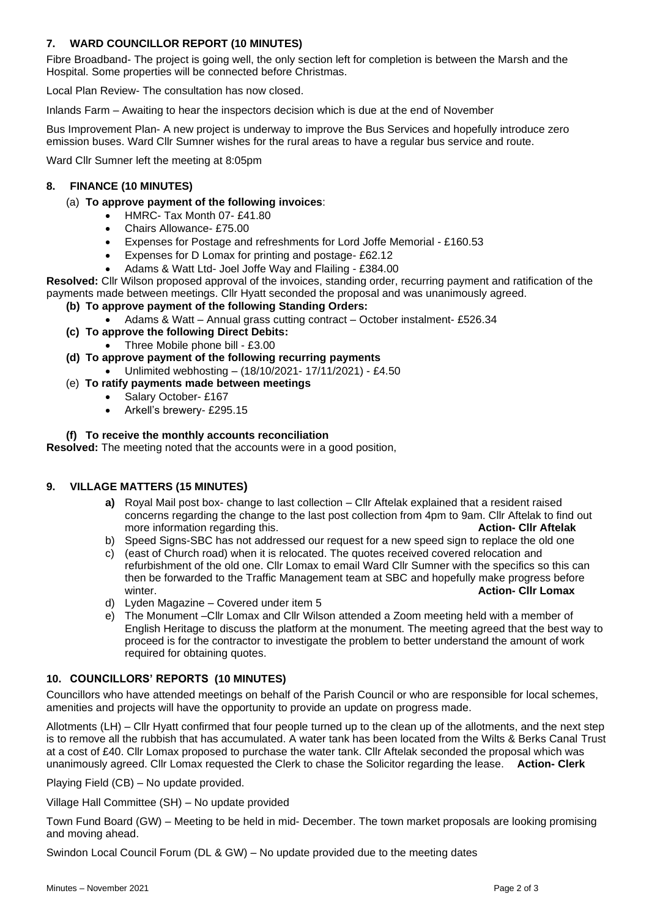## 7. WARD COUNCILLOR REPORT (10 MINUTES)

Fibre Broadband- The project is going well, the only section left for completion is between the Marsh and the Hospital. Some properties will be connected before Christmas.

Local Plan Review- The consultation has now closed.

Inlands Farm – Awaiting to hear the inspectors decision which is due at the end of November

Bus Improvement Plan- A new project is underway to improve the Bus Services and hopefully introduce zero emission buses. Ward Cllr Sumner wishes for the rural areas to have a regular bus service and route.

Ward Cllr Sumner left the meeting at 8:05pm

## 8. FINANCE (10 MINUTES)

(a) **To approve payment of the following invoices**:

- HMRC- Tax Month 07- £41.80
- Chairs Allowance- £75.00
- Expenses for Postage and refreshments for Lord Joffe Memorial - £160.53
- Expenses for D Lomax for printing and postage- £62.12
- Adams & Watt Ltd- Joel Joffe Way and Flailing - £384.00

**Resolved:** Cllr Wilson proposed approval of the invoices, standing order, recurring payment and ratification of the payments made between meetings. Cllr Hyatt seconded the proposal and was unanimously agreed.

**(b) To approve payment of the following Standing Orders:**

- Adams & Watt – Annual grass cutting contract – October instalment- £526.34

**(c) To approve the following Direct Debits:**

- Three Mobile phone bill - £3.00

**(d) To approve payment of the following recurring payments**

- Unlimited webhosting – (18/10/2021- 17/11/2021) - £4.50

(e) **To ratify payments made between meetings**

- Salary October- £167
- Arkell's brewery- £295.15

**(f) To receive the monthly accounts reconciliation**

**Resolved:** The meeting noted that the accounts were in a good position,

## 9. VILLAGE MATTERS (15 MINUTES)

**a)** Royal Mail post box- change to last collection – Cllr Aftelak explained that a resident raised concerns regarding the change to the last post collection from 4pm to 9am. Cllr Aftelak to find out more information regarding this. **Action- Cllr Aftelak**

b) Speed Signs-SBC has not addressed our request for a new speed sign to replace the old one

c) (east of Church road) when it is relocated. The quotes received covered relocation and refurbishment of the old one. Cllr Lomax to email Ward Cllr Sumner with the specifics so this can then be forwarded to the Traffic Management team at SBC and hopefully make progress before winter. **Action- Cllr Lomax**

d) Lyden Magazine – Covered under item 5

e) The Monument –Cllr Lomax and Cllr Wilson attended a Zoom meeting held with a member of English Heritage to discuss the platform at the monument. The meeting agreed that the best way to proceed is for the contractor to investigate the problem to better understand the amount of work required for obtaining quotes.

## 10. COUNCILLORS' REPORTS (10 MINUTES)

Councillors who have attended meetings on behalf of the Parish Council or who are responsible for local schemes, amenities and projects will have the opportunity to provide an update on progress made.

Allotments (LH) – Cllr Hyatt confirmed that four people turned up to the clean up of the allotments, and the next step is to remove all the rubbish that has accumulated. A water tank has been located from the Wilts & Berks Canal Trust at a cost of £40. Cllr Lomax proposed to purchase the water tank. Cllr Aftelak seconded the proposal which was unanimously agreed. Cllr Lomax requested the Clerk to chase the Solicitor regarding the lease. **Action- Clerk**

Playing Field (CB) – No update provided.

Village Hall Committee (SH) – No update provided

Town Fund Board (GW) – Meeting to be held in mid- December. The town market proposals are looking promising and moving ahead.

Swindon Local Council Forum (DL & GW) – No update provided due to the meeting dates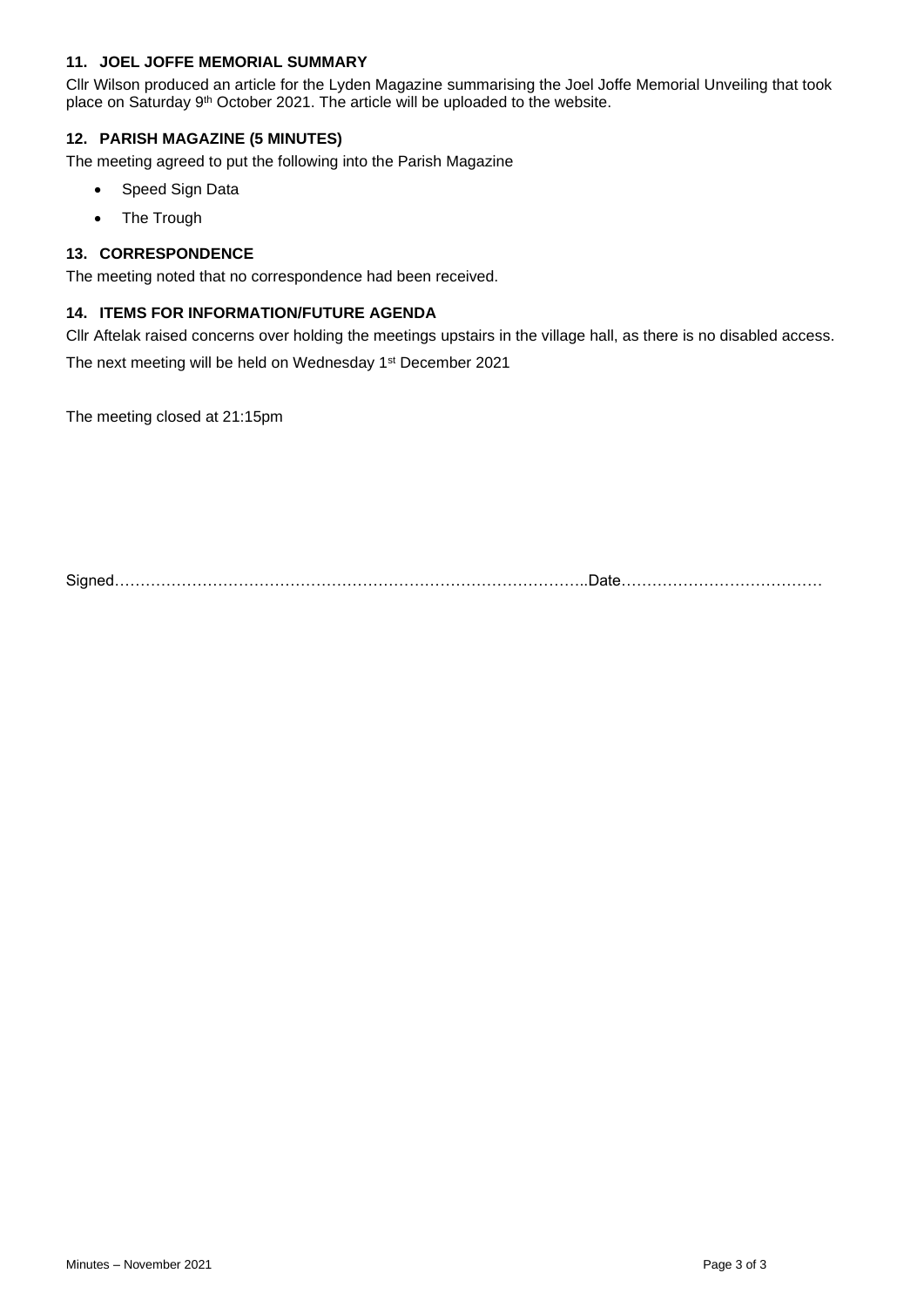### 11. JOEL JOFFE MEMORIAL SUMMARY

Cllr Wilson produced an article for the Lyden Magazine summarising the Joel Joffe Memorial Unveiling that took place on Saturday 9th October 2021. The article will be uploaded to the website.

### 12. PARISH MAGAZINE (5 MINUTES)

The meeting agreed to put the following into the Parish Magazine

- Speed Sign Data
- The Trough

### 13. CORRESPONDENCE

The meeting noted that no correspondence had been received.

### 14. ITEMS FOR INFORMATION/FUTURE AGENDA

Cllr Aftelak raised concerns over holding the meetings upstairs in the village hall, as there is no disabled access.

The next meeting will be held on Wednesday 1st December 2021

The meeting closed at 21:15pm

Signed…………………………………………………………………………………..Date…………………………………